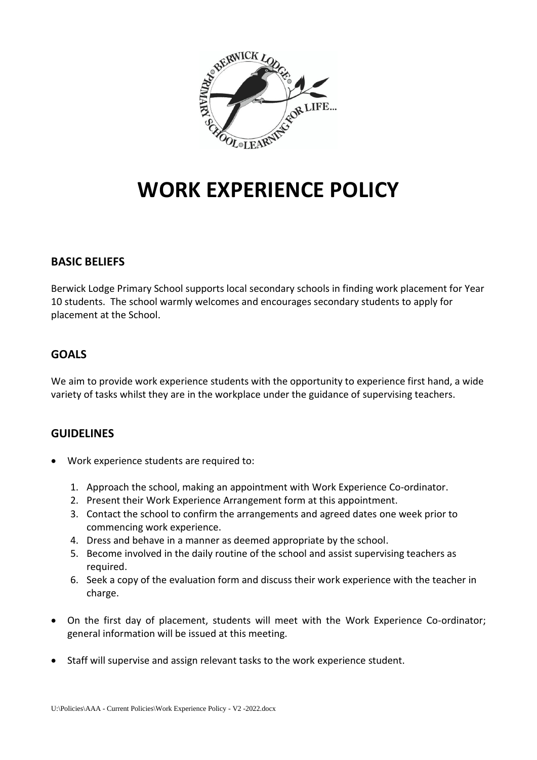# WORK EXPERIENCE POLICY

## BASIC BELIEFS

Berwick Lodge Primary School supports local secondary schools in finding work placement for Year 10 students. The school warmly welcomes and encourages secondary students to apply for placement at the School.

## GOALS

We aim to provide work experience students with the opportunity to experience first hand, a wide variety of tasks whilst they are in the workplace under the guidance of supervising teachers.

## GUIDELINES

- Work experience students are required to:
  1. Approach the school, making an appointment with Work Experience Co-ordinator.
  2. Present their Work Experience Arrangement form at this appointment.
  3. Contact the school to confirm the arrangements and agreed dates one week prior to commencing work experience.
  4. Dress and behave in a manner as deemed appropriate by the school.
  5. Become involved in the daily routine of the school and assist supervising teachers as required.
  6. Seek a copy of the evaluation form and discuss their work experience with the teacher in charge.
- On the first day of placement, students will meet with the Work Experience Co-ordinator; general information will be issued at this meeting.
- Staff will supervise and assign relevant tasks to the work experience student.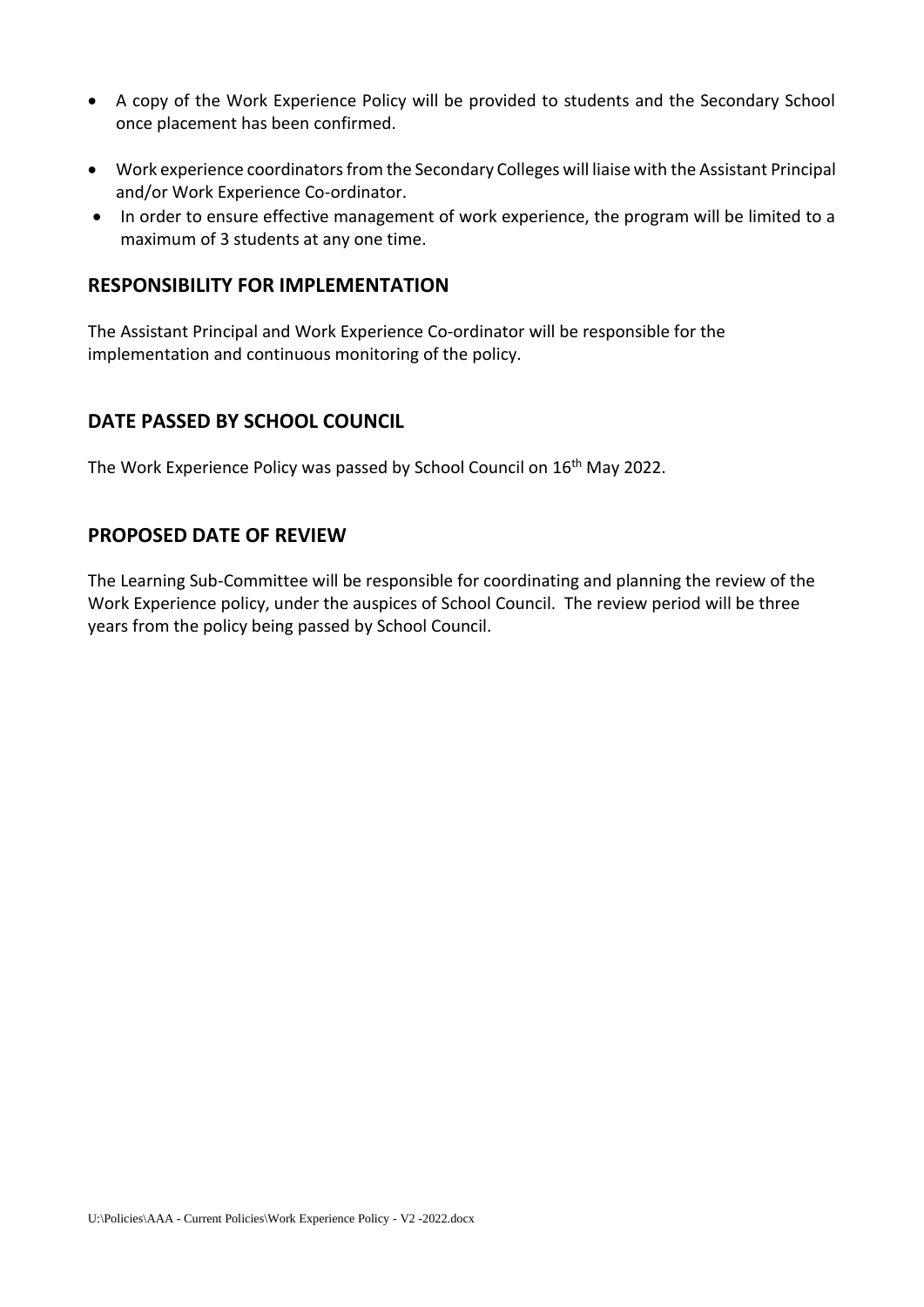- A copy of the Work Experience Policy will be provided to students and the Secondary School once placement has been confirmed.
- Work experience coordinators from the Secondary Colleges will liaise with the Assistant Principal and/or Work Experience Co-ordinator.
- In order to ensure effective management of work experience, the program will be limited to a maximum of 3 students at any one time.

## RESPONSIBILITY FOR IMPLEMENTATION

The Assistant Principal and Work Experience Co-ordinator will be responsible for the implementation and continuous monitoring of the policy.

## DATE PASSED BY SCHOOL COUNCIL

The Work Experience Policy was passed by School Council on 16th May 2022.

## PROPOSED DATE OF REVIEW

The Learning Sub-Committee will be responsible for coordinating and planning the review of the Work Experience policy, under the auspices of School Council. The review period will be three years from the policy being passed by School Council.

U:\Policies\AAA - Current Policies\Work Experience Policy - V2 -2022.docx